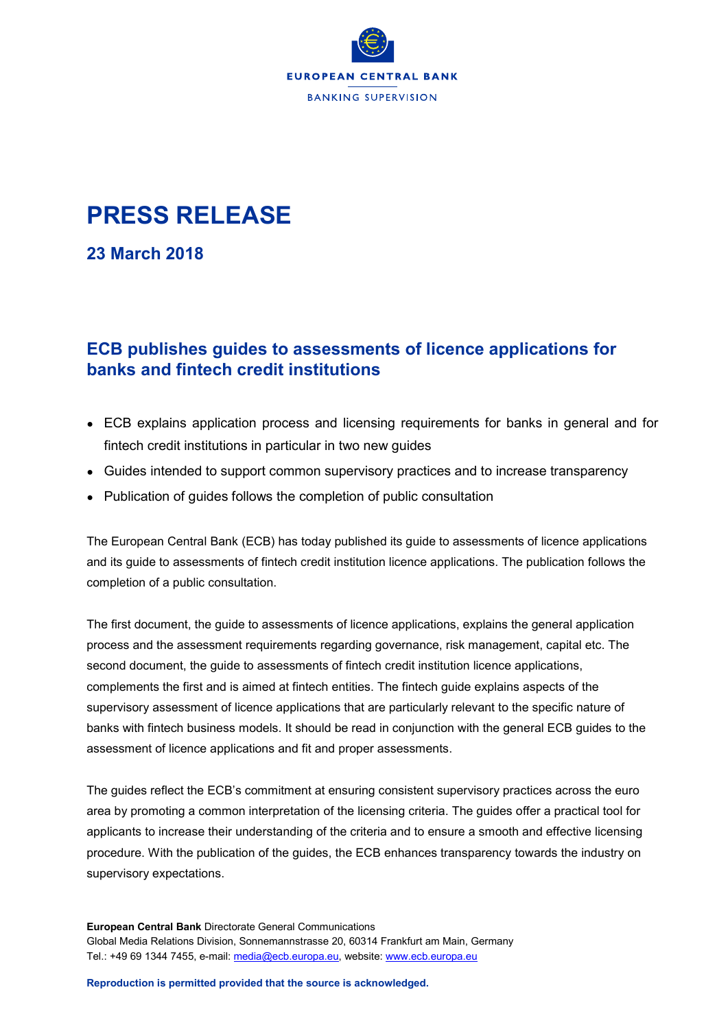EUROPEAN CENTRAL BANK

BANKING SUPERVISION

# PRESS RELEASE

## 23 March 2018

## ECB publishes guides to assessments of licence applications for banks and fintech credit institutions

- ECB explains application process and licensing requirements for banks in general and for fintech credit institutions in particular in two new guides
- Guides intended to support common supervisory practices and to increase transparency
- Publication of guides follows the completion of public consultation

The European Central Bank (ECB) has today published its guide to assessments of licence applications and its guide to assessments of fintech credit institution licence applications. The publication follows the completion of a public consultation.

The first document, the guide to assessments of licence applications, explains the general application process and the assessment requirements regarding governance, risk management, capital etc. The second document, the guide to assessments of fintech credit institution licence applications, complements the first and is aimed at fintech entities. The fintech guide explains aspects of the supervisory assessment of licence applications that are particularly relevant to the specific nature of banks with fintech business models. It should be read in conjunction with the general ECB guides to the assessment of licence applications and fit and proper assessments.

The guides reflect the ECB's commitment at ensuring consistent supervisory practices across the euro area by promoting a common interpretation of the licensing criteria. The guides offer a practical tool for applicants to increase their understanding of the criteria and to ensure a smooth and effective licensing procedure. With the publication of the guides, the ECB enhances transparency towards the industry on supervisory expectations.

**European Central Bank** Directorate General Communications
Global Media Relations Division, Sonnemannstrasse 20, 60314 Frankfurt am Main, Germany
Tel.: +49 69 1344 7455, e-mail: media@ecb.europa.eu, website: www.ecb.europa.eu

**Reproduction is permitted provided that the source is acknowledged.**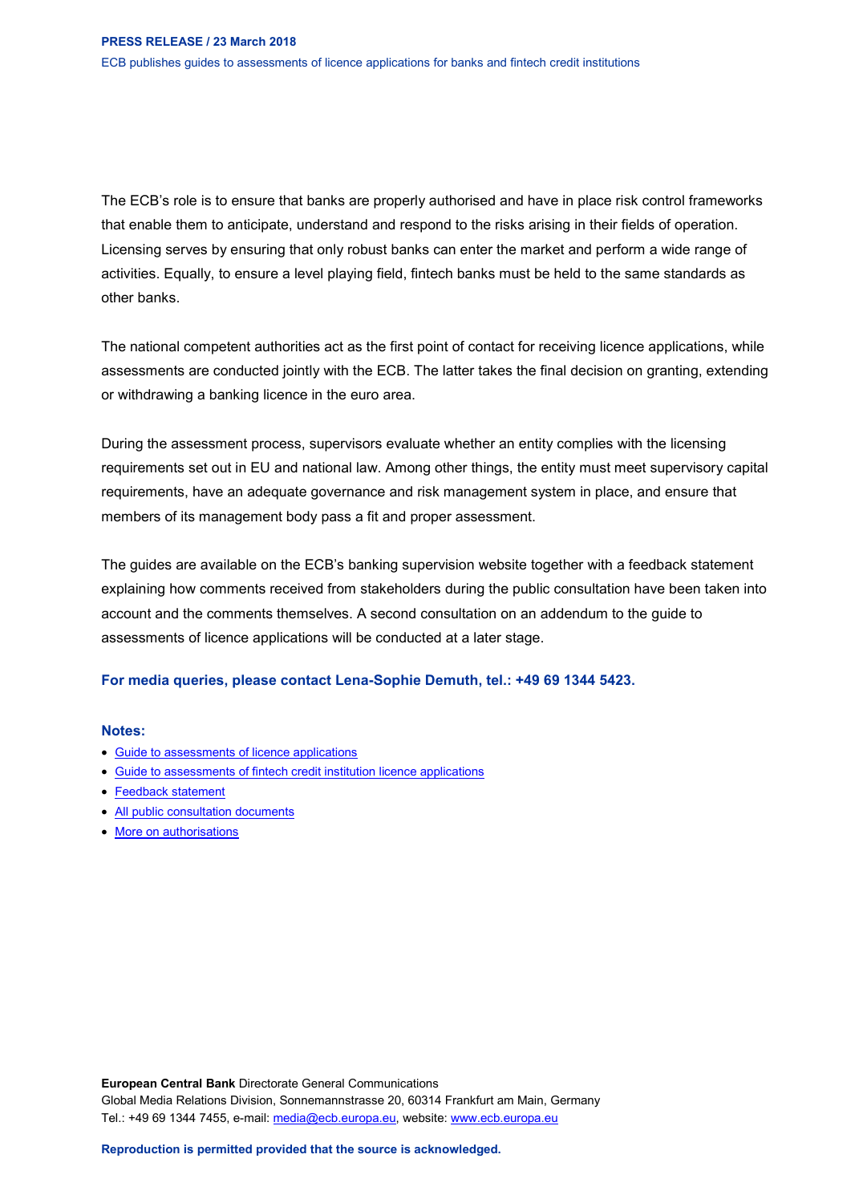The ECB's role is to ensure that banks are properly authorised and have in place risk control frameworks that enable them to anticipate, understand and respond to the risks arising in their fields of operation. Licensing serves by ensuring that only robust banks can enter the market and perform a wide range of activities. Equally, to ensure a level playing field, fintech banks must be held to the same standards as other banks.

The national competent authorities act as the first point of contact for receiving licence applications, while assessments are conducted jointly with the ECB. The latter takes the final decision on granting, extending or withdrawing a banking licence in the euro area.

During the assessment process, supervisors evaluate whether an entity complies with the licensing requirements set out in EU and national law. Among other things, the entity must meet supervisory capital requirements, have an adequate governance and risk management system in place, and ensure that members of its management body pass a fit and proper assessment.

The guides are available on the ECB's banking supervision website together with a feedback statement explaining how comments received from stakeholders during the public consultation have been taken into account and the comments themselves. A second consultation on an addendum to the guide to assessments of licence applications will be conducted at a later stage.

**For media queries, please contact Lena-Sophie Demuth, tel.: +49 69 1344 5423.**

**Notes:**

- Guide to assessments of licence applications
- Guide to assessments of fintech credit institution licence applications
- Feedback statement
- All public consultation documents
- More on authorisations

**European Central Bank** Directorate General Communications
Global Media Relations Division, Sonnemannstrasse 20, 60314 Frankfurt am Main, Germany
Tel.: +49 69 1344 7455, e-mail: media@ecb.europa.eu, website: www.ecb.europa.eu

**Reproduction is permitted provided that the source is acknowledged.**